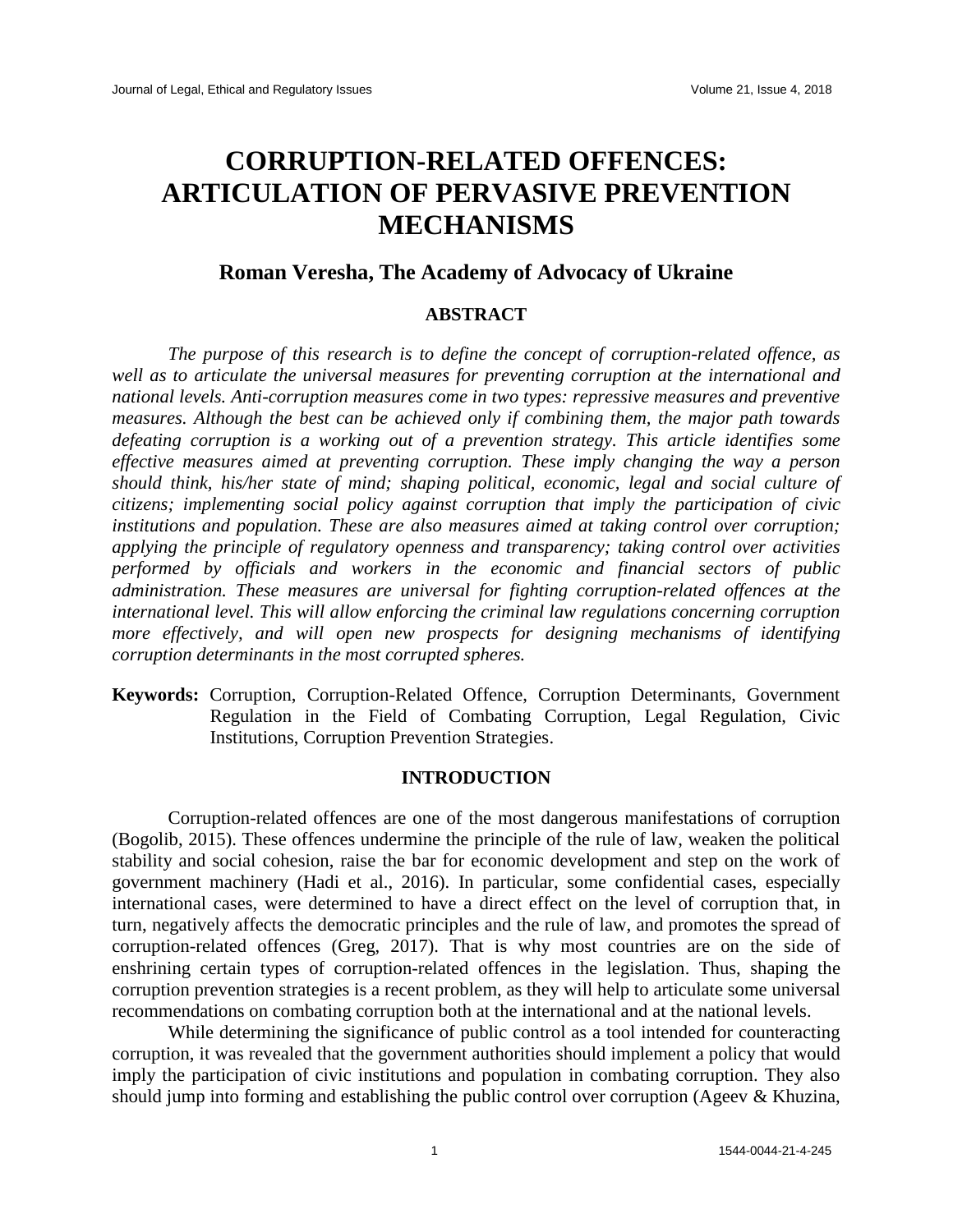# CORRUPTION-RELATED OFFENCES: ARTICULATION OF PERVASIVE PREVENTION MECHANISMS

## Roman Veresha, The Academy of Advocacy of Ukraine

### ABSTRACT

*The purpose of this research is to define the concept of corruption-related offence, as well as to articulate the universal measures for preventing corruption at the international and national levels. Anti-corruption measures come in two types: repressive measures and preventive measures. Although the best can be achieved only if combining them, the major path towards defeating corruption is a working out of a prevention strategy. This article identifies some effective measures aimed at preventing corruption. These imply changing the way a person should think, his/her state of mind; shaping political, economic, legal and social culture of citizens; implementing social policy against corruption that imply the participation of civic institutions and population. These are also measures aimed at taking control over corruption; applying the principle of regulatory openness and transparency; taking control over activities performed by officials and workers in the economic and financial sectors of public administration. These measures are universal for fighting corruption-related offences at the international level. This will allow enforcing the criminal law regulations concerning corruption more effectively, and will open new prospects for designing mechanisms of identifying corruption determinants in the most corrupted spheres.*

**Keywords:** Corruption, Corruption-Related Offence, Corruption Determinants, Government Regulation in the Field of Combating Corruption, Legal Regulation, Civic Institutions, Corruption Prevention Strategies.

### INTRODUCTION

Corruption-related offences are one of the most dangerous manifestations of corruption (Bogolib, 2015). These offences undermine the principle of the rule of law, weaken the political stability and social cohesion, raise the bar for economic development and step on the work of government machinery (Hadi et al., 2016). In particular, some confidential cases, especially international cases, were determined to have a direct effect on the level of corruption that, in turn, negatively affects the democratic principles and the rule of law, and promotes the spread of corruption-related offences (Greg, 2017). That is why most countries are on the side of enshrining certain types of corruption-related offences in the legislation. Thus, shaping the corruption prevention strategies is a recent problem, as they will help to articulate some universal recommendations on combating corruption both at the international and at the national levels.

While determining the significance of public control as a tool intended for counteracting corruption, it was revealed that the government authorities should implement a policy that would imply the participation of civic institutions and population in combating corruption. They also should jump into forming and establishing the public control over corruption (Ageev & Khuzina,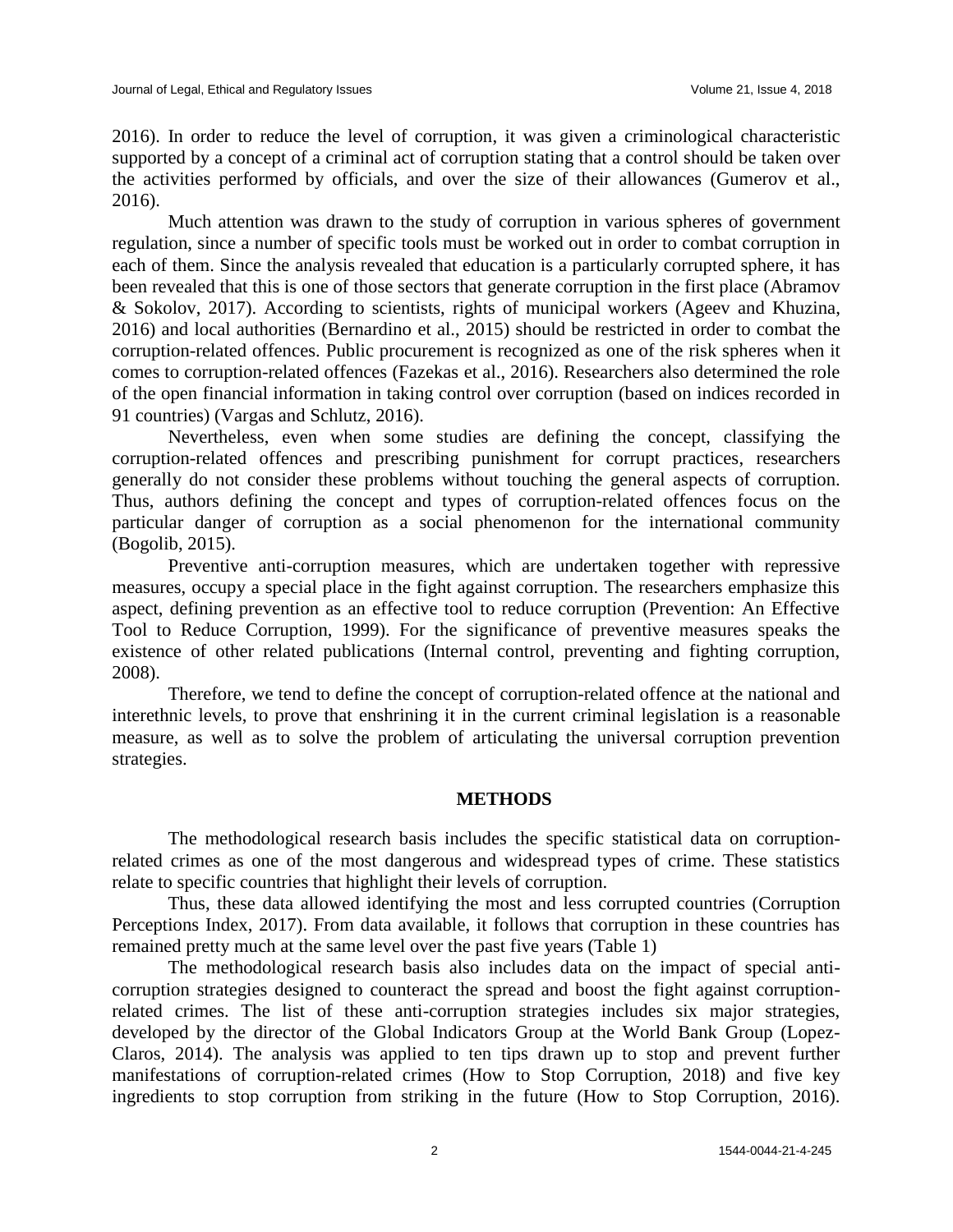2016). In order to reduce the level of corruption, it was given a criminological characteristic supported by a concept of a criminal act of corruption stating that a control should be taken over the activities performed by officials, and over the size of their allowances (Gumerov et al., 2016).

Much attention was drawn to the study of corruption in various spheres of government regulation, since a number of specific tools must be worked out in order to combat corruption in each of them. Since the analysis revealed that education is a particularly corrupted sphere, it has been revealed that this is one of those sectors that generate corruption in the first place (Abramov & Sokolov, 2017). According to scientists, rights of municipal workers (Ageev and Khuzina, 2016) and local authorities (Bernardino et al., 2015) should be restricted in order to combat the corruption-related offences. Public procurement is recognized as one of the risk spheres when it comes to corruption-related offences (Fazekas et al., 2016). Researchers also determined the role of the open financial information in taking control over corruption (based on indices recorded in 91 countries) (Vargas and Schlutz, 2016).

Nevertheless, even when some studies are defining the concept, classifying the corruption-related offences and prescribing punishment for corrupt practices, researchers generally do not consider these problems without touching the general aspects of corruption. Thus, authors defining the concept and types of corruption-related offences focus on the particular danger of corruption as a social phenomenon for the international community (Bogolib, 2015).

Preventive anti-corruption measures, which are undertaken together with repressive measures, occupy a special place in the fight against corruption. The researchers emphasize this aspect, defining prevention as an effective tool to reduce corruption (Prevention: An Effective Tool to Reduce Corruption, 1999). For the significance of preventive measures speaks the existence of other related publications (Internal control, preventing and fighting corruption, 2008).

Therefore, we tend to define the concept of corruption-related offence at the national and interethnic levels, to prove that enshrining it in the current criminal legislation is a reasonable measure, as well as to solve the problem of articulating the universal corruption prevention strategies.

## METHODS

The methodological research basis includes the specific statistical data on corruption-related crimes as one of the most dangerous and widespread types of crime. These statistics relate to specific countries that highlight their levels of corruption.

Thus, these data allowed identifying the most and less corrupted countries (Corruption Perceptions Index, 2017). From data available, it follows that corruption in these countries has remained pretty much at the same level over the past five years (Table 1)

The methodological research basis also includes data on the impact of special anti-corruption strategies designed to counteract the spread and boost the fight against corruption-related crimes. The list of these anti-corruption strategies includes six major strategies, developed by the director of the Global Indicators Group at the World Bank Group (Lopez-Claros, 2014). The analysis was applied to ten tips drawn up to stop and prevent further manifestations of corruption-related crimes (How to Stop Corruption, 2018) and five key ingredients to stop corruption from striking in the future (How to Stop Corruption, 2016).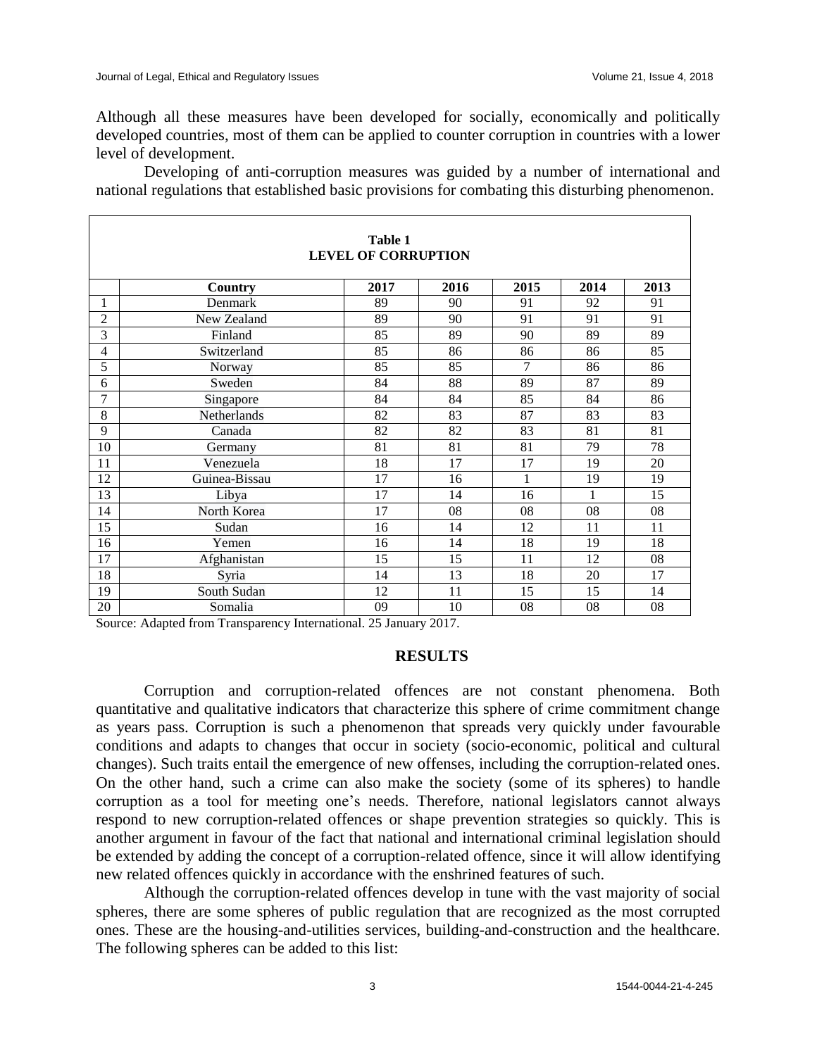Although all these measures have been developed for socially, economically and politically developed countries, most of them can be applied to counter corruption in countries with a lower level of development.

Developing of anti-corruption measures was guided by a number of international and national regulations that established basic provisions for combating this disturbing phenomenon.

**Table 1**
**LEVEL OF CORRUPTION**

| | Country | 2017 | 2016 | 2015 | 2014 | 2013 |
|---|---|---|---|---|---|---|
| 1 | Denmark | 89 | 90 | 91 | 92 | 91 |
| 2 | New Zealand | 89 | 90 | 91 | 91 | 91 |
| 3 | Finland | 85 | 89 | 90 | 89 | 89 |
| 4 | Switzerland | 85 | 86 | 86 | 86 | 85 |
| 5 | Norway | 85 | 85 | 7 | 86 | 86 |
| 6 | Sweden | 84 | 88 | 89 | 87 | 89 |
| 7 | Singapore | 84 | 84 | 85 | 84 | 86 |
| 8 | Netherlands | 82 | 83 | 87 | 83 | 83 |
| 9 | Canada | 82 | 82 | 83 | 81 | 81 |
| 10 | Germany | 81 | 81 | 81 | 79 | 78 |
| 11 | Venezuela | 18 | 17 | 17 | 19 | 20 |
| 12 | Guinea-Bissau | 17 | 16 | 1 | 19 | 19 |
| 13 | Libya | 17 | 14 | 16 | 1 | 15 |
| 14 | North Korea | 17 | 08 | 08 | 08 | 08 |
| 15 | Sudan | 16 | 14 | 12 | 11 | 11 |
| 16 | Yemen | 16 | 14 | 18 | 19 | 18 |
| 17 | Afghanistan | 15 | 15 | 11 | 12 | 08 |
| 18 | Syria | 14 | 13 | 18 | 20 | 17 |
| 19 | South Sudan | 12 | 11 | 15 | 15 | 14 |
| 20 | Somalia | 09 | 10 | 08 | 08 | 08 |

Source: Adapted from Transparency International. 25 January 2017.

## RESULTS

Corruption and corruption-related offences are not constant phenomena. Both quantitative and qualitative indicators that characterize this sphere of crime commitment change as years pass. Corruption is such a phenomenon that spreads very quickly under favourable conditions and adapts to changes that occur in society (socio-economic, political and cultural changes). Such traits entail the emergence of new offenses, including the corruption-related ones. On the other hand, such a crime can also make the society (some of its spheres) to handle corruption as a tool for meeting one's needs. Therefore, national legislators cannot always respond to new corruption-related offences or shape prevention strategies so quickly. This is another argument in favour of the fact that national and international criminal legislation should be extended by adding the concept of a corruption-related offence, since it will allow identifying new related offences quickly in accordance with the enshrined features of such.

Although the corruption-related offences develop in tune with the vast majority of social spheres, there are some spheres of public regulation that are recognized as the most corrupted ones. These are the housing-and-utilities services, building-and-construction and the healthcare. The following spheres can be added to this list: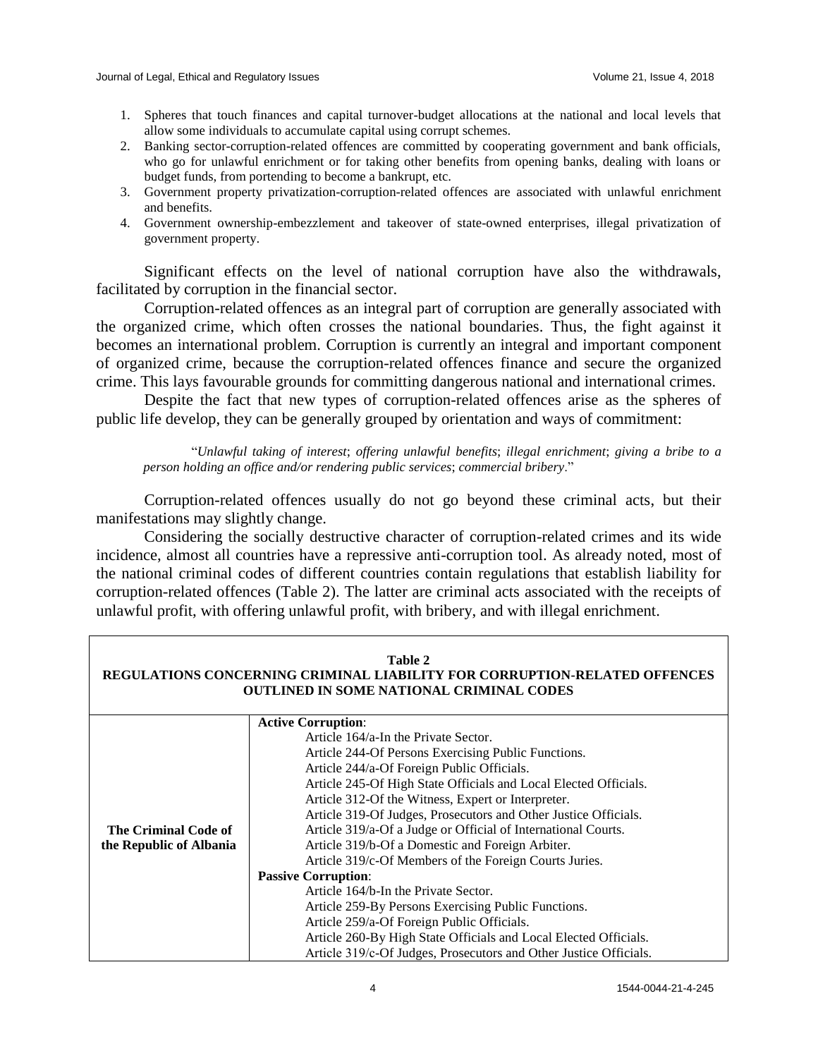1. Spheres that touch finances and capital turnover-budget allocations at the national and local levels that allow some individuals to accumulate capital using corrupt schemes.
2. Banking sector-corruption-related offences are committed by cooperating government and bank officials, who go for unlawful enrichment or for taking other benefits from opening banks, dealing with loans or budget funds, from portending to become a bankrupt, etc.
3. Government property privatization-corruption-related offences are associated with unlawful enrichment and benefits.
4. Government ownership-embezzlement and takeover of state-owned enterprises, illegal privatization of government property.

Significant effects on the level of national corruption have also the withdrawals, facilitated by corruption in the financial sector.

Corruption-related offences as an integral part of corruption are generally associated with the organized crime, which often crosses the national boundaries. Thus, the fight against it becomes an international problem. Corruption is currently an integral and important component of organized crime, because the corruption-related offences finance and secure the organized crime. This lays favourable grounds for committing dangerous national and international crimes.

Despite the fact that new types of corruption-related offences arise as the spheres of public life develop, they can be generally grouped by orientation and ways of commitment:

> "*Unlawful taking of interest*; *offering unlawful benefits*; *illegal enrichment*; *giving a bribe to a person holding an office and/or rendering public services*; *commercial bribery*."

Corruption-related offences usually do not go beyond these criminal acts, but their manifestations may slightly change.

Considering the socially destructive character of corruption-related crimes and its wide incidence, almost all countries have a repressive anti-corruption tool. As already noted, most of the national criminal codes of different countries contain regulations that establish liability for corruption-related offences (Table 2). The latter are criminal acts associated with the receipts of unlawful profit, with offering unlawful profit, with bribery, and with illegal enrichment.

**Table 2**
**REGULATIONS CONCERNING CRIMINAL LIABILITY FOR CORRUPTION-RELATED OFFENCES OUTLINED IN SOME NATIONAL CRIMINAL CODES**

| | |
|---|---|
| **The Criminal Code of the Republic of Albania** | **Active Corruption**:<br>Article 164/a-In the Private Sector.<br>Article 244-Of Persons Exercising Public Functions.<br>Article 244/a-Of Foreign Public Officials.<br>Article 245-Of High State Officials and Local Elected Officials.<br>Article 312-Of the Witness, Expert or Interpreter.<br>Article 319-Of Judges, Prosecutors and Other Justice Officials.<br>Article 319/a-Of a Judge or Official of International Courts.<br>Article 319/b-Of a Domestic and Foreign Arbiter.<br>Article 319/c-Of Members of the Foreign Courts Juries.<br>**Passive Corruption**:<br>Article 164/b-In the Private Sector.<br>Article 259-By Persons Exercising Public Functions.<br>Article 259/a-Of Foreign Public Officials.<br>Article 260-By High State Officials and Local Elected Officials.<br>Article 319/c-Of Judges, Prosecutors and Other Justice Officials. |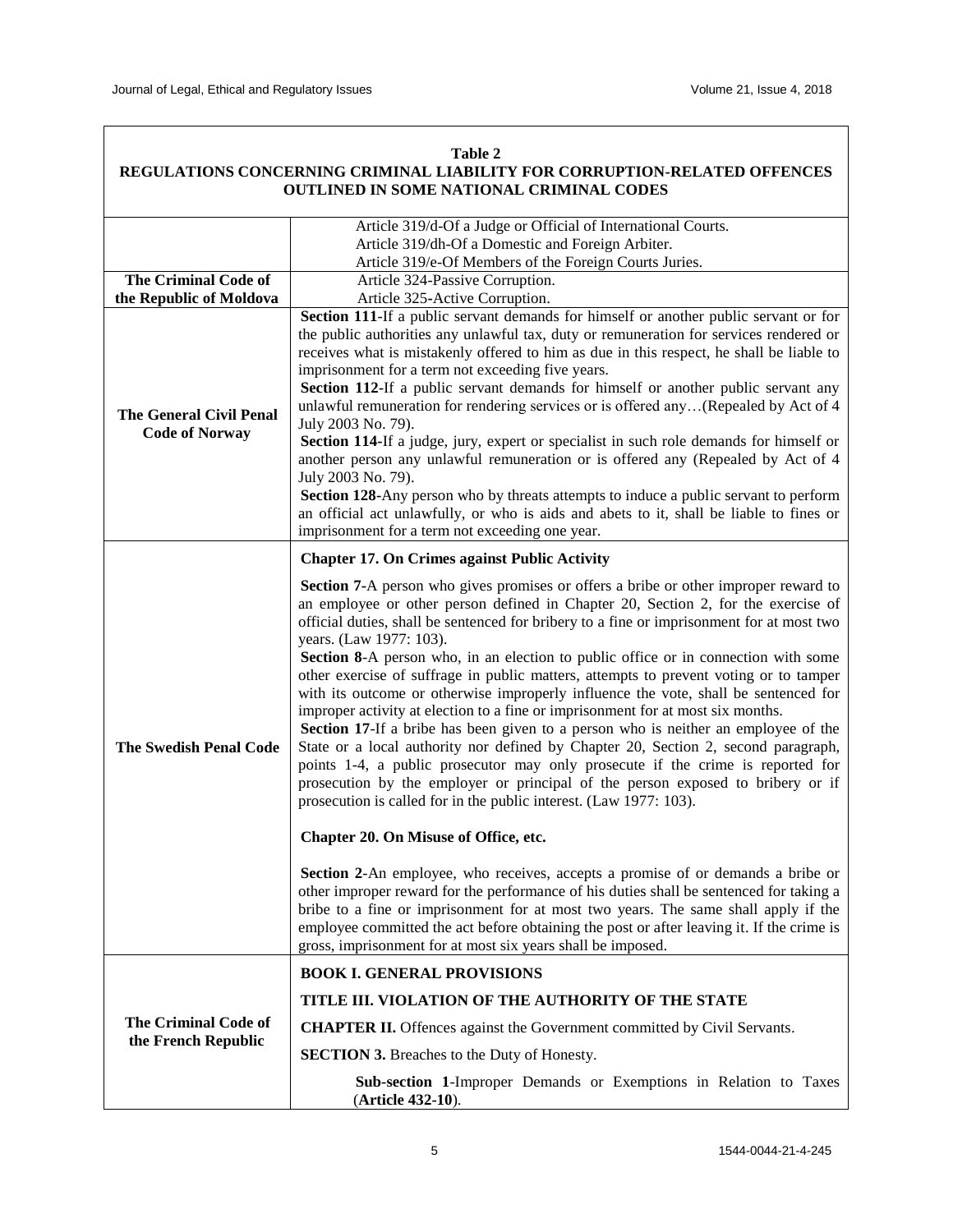**Table 2**
**REGULATIONS CONCERNING CRIMINAL LIABILITY FOR CORRUPTION-RELATED OFFENCES OUTLINED IN SOME NATIONAL CRIMINAL CODES**

| | |
|---|---|
| | Article 319/d-Of a Judge or Official of International Courts.<br>Article 319/dh-Of a Domestic and Foreign Arbiter.<br>Article 319/e-Of Members of the Foreign Courts Juries. |
| **The Criminal Code of the Republic of Moldova** | Article 324-Passive Corruption.<br>Article 325-Active Corruption. |
| **The General Civil Penal Code of Norway** | **Section 111**-If a public servant demands for himself or another public servant or for the public authorities any unlawful tax, duty or remuneration for services rendered or receives what is mistakenly offered to him as due in this respect, he shall be liable to imprisonment for a term not exceeding five years.<br>**Section 112**-If a public servant demands for himself or another public servant any unlawful remuneration for rendering services or is offered any…(Repealed by Act of 4 July 2003 No. 79).<br>**Section 114**-If a judge, jury, expert or specialist in such role demands for himself or another person any unlawful remuneration or is offered any (Repealed by Act of 4 July 2003 No. 79).<br>**Section 128**-Any person who by threats attempts to induce a public servant to perform an official act unlawfully, or who is aids and abets to it, shall be liable to fines or imprisonment for a term not exceeding one year. |
| **The Swedish Penal Code** | **Chapter 17. On Crimes against Public Activity**<br>**Section 7**-A person who gives promises or offers a bribe or other improper reward to an employee or other person defined in Chapter 20, Section 2, for the exercise of official duties, shall be sentenced for bribery to a fine or imprisonment for at most two years. (Law 1977: 103).<br>**Section 8**-A person who, in an election to public office or in connection with some other exercise of suffrage in public matters, attempts to prevent voting or to tamper with its outcome or otherwise improperly influence the vote, shall be sentenced for improper activity at election to a fine or imprisonment for at most six months.<br>**Section 17**-If a bribe has been given to a person who is neither an employee of the State or a local authority nor defined by Chapter 20, Section 2, second paragraph, points 1-4, a public prosecutor may only prosecute if the crime is reported for prosecution by the employer or principal of the person exposed to bribery or if prosecution is called for in the public interest. (Law 1977: 103).<br>**Chapter 20. On Misuse of Office, etc.**<br>**Section 2**-An employee, who receives, accepts a promise of or demands a bribe or other improper reward for the performance of his duties shall be sentenced for taking a bribe to a fine or imprisonment for at most two years. The same shall apply if the employee committed the act before obtaining the post or after leaving it. If the crime is gross, imprisonment for at most six years shall be imposed. |
| **The Criminal Code of the French Republic** | **BOOK I. GENERAL PROVISIONS**<br>**TITLE III. VIOLATION OF THE AUTHORITY OF THE STATE**<br>**CHAPTER II.** Offences against the Government committed by Civil Servants.<br>**SECTION 3.** Breaches to the Duty of Honesty.<br>**Sub-section 1**-Improper Demands or Exemptions in Relation to Taxes (**Article 432-10**). |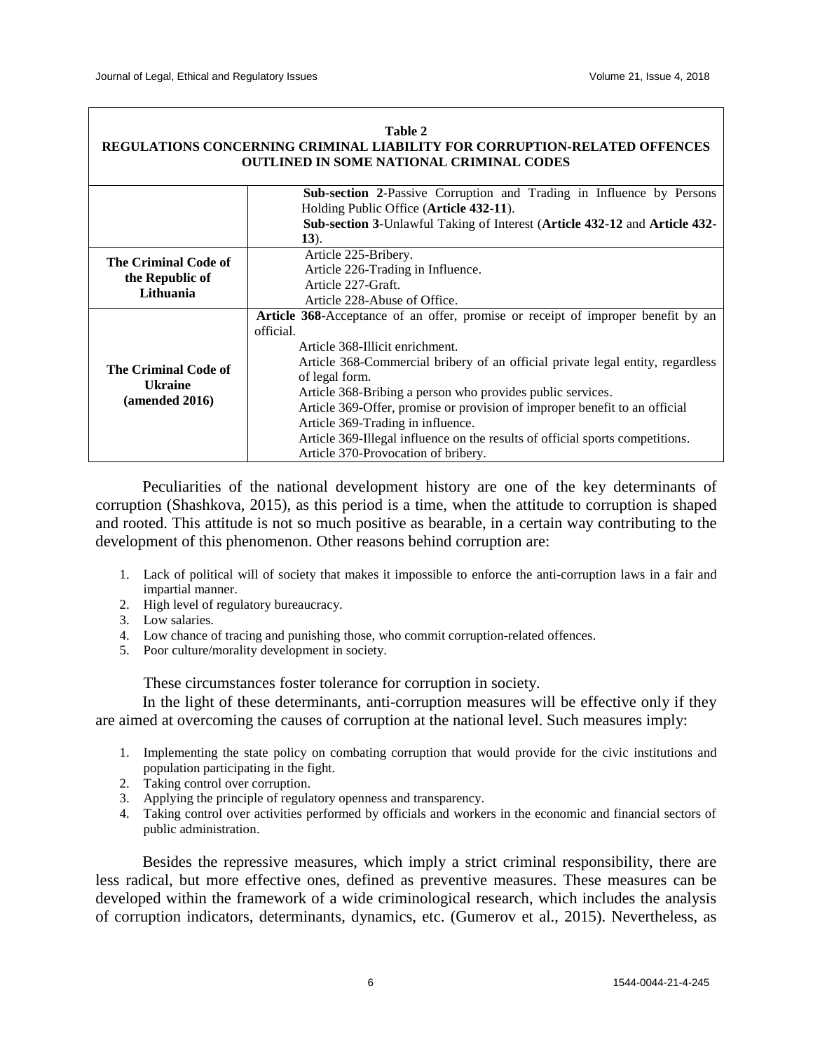**Table 2**
**REGULATIONS CONCERNING CRIMINAL LIABILITY FOR CORRUPTION-RELATED OFFENCES OUTLINED IN SOME NATIONAL CRIMINAL CODES**

| | |
|---|---|
| | **Sub-section 2**-Passive Corruption and Trading in Influence by Persons Holding Public Office (**Article 432-11**).<br>**Sub-section 3**-Unlawful Taking of Interest (**Article 432-12** and **Article 432-13**). |
| **The Criminal Code of the Republic of Lithuania** | Article 225-Bribery.<br>Article 226-Trading in Influence.<br>Article 227-Graft.<br>Article 228-Abuse of Office. |
| **The Criminal Code of Ukraine (amended 2016)** | **Article 368**-Acceptance of an offer, promise or receipt of improper benefit by an official.<br>Article 368-Illicit enrichment.<br>Article 368-Commercial bribery of an official private legal entity, regardless of legal form.<br>Article 368-Bribing a person who provides public services.<br>Article 369-Offer, promise or provision of improper benefit to an official<br>Article 369-Trading in influence.<br>Article 369-Illegal influence on the results of official sports competitions.<br>Article 370-Provocation of bribery. |

Peculiarities of the national development history are one of the key determinants of corruption (Shashkova, 2015), as this period is a time, when the attitude to corruption is shaped and rooted. This attitude is not so much positive as bearable, in a certain way contributing to the development of this phenomenon. Other reasons behind corruption are:

1. Lack of political will of society that makes it impossible to enforce the anti-corruption laws in a fair and impartial manner.
2. High level of regulatory bureaucracy.
3. Low salaries.
4. Low chance of tracing and punishing those, who commit corruption-related offences.
5. Poor culture/morality development in society.

These circumstances foster tolerance for corruption in society.

In the light of these determinants, anti-corruption measures will be effective only if they are aimed at overcoming the causes of corruption at the national level. Such measures imply:

1. Implementing the state policy on combating corruption that would provide for the civic institutions and population participating in the fight.
2. Taking control over corruption.
3. Applying the principle of regulatory openness and transparency.
4. Taking control over activities performed by officials and workers in the economic and financial sectors of public administration.

Besides the repressive measures, which imply a strict criminal responsibility, there are less radical, but more effective ones, defined as preventive measures. These measures can be developed within the framework of a wide criminological research, which includes the analysis of corruption indicators, determinants, dynamics, etc. (Gumerov et al., 2015). Nevertheless, as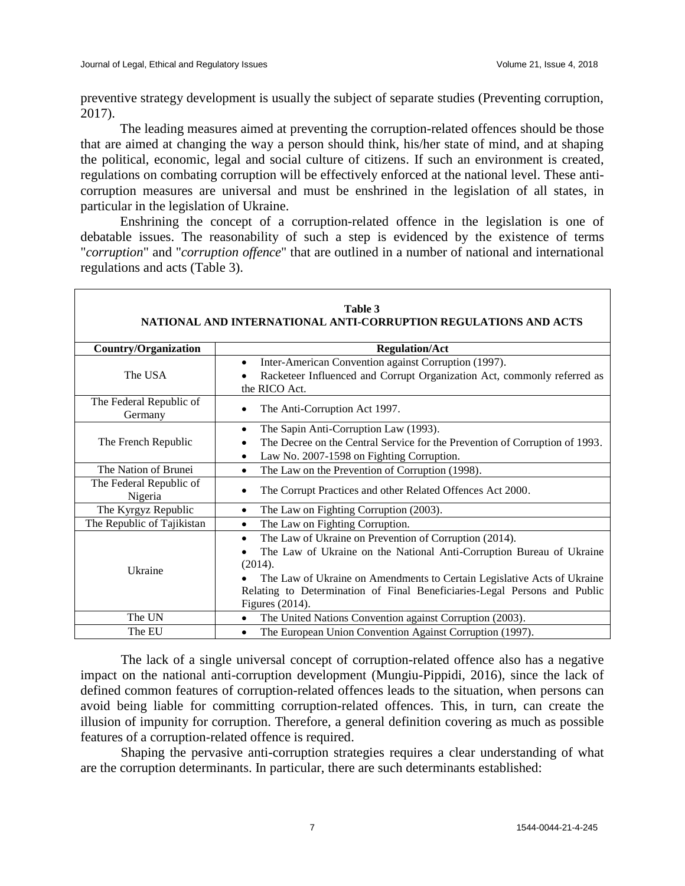preventive strategy development is usually the subject of separate studies (Preventing corruption, 2017).

The leading measures aimed at preventing the corruption-related offences should be those that are aimed at changing the way a person should think, his/her state of mind, and at shaping the political, economic, legal and social culture of citizens. If such an environment is created, regulations on combating corruption will be effectively enforced at the national level. These anti-corruption measures are universal and must be enshrined in the legislation of all states, in particular in the legislation of Ukraine.

Enshrining the concept of a corruption-related offence in the legislation is one of debatable issues. The reasonability of such a step is evidenced by the existence of terms "*corruption*" and "*corruption offence*" that are outlined in a number of national and international regulations and acts (Table 3).

**Table 3**
**NATIONAL AND INTERNATIONAL ANTI-CORRUPTION REGULATIONS AND ACTS**

| Country/Organization | Regulation/Act |
|---|---|
| The USA | • Inter-American Convention against Corruption (1997).<br>• Racketeer Influenced and Corrupt Organization Act, commonly referred as the RICO Act. |
| The Federal Republic of Germany | • The Anti-Corruption Act 1997. |
| The French Republic | • The Sapin Anti-Corruption Law (1993).<br>• The Decree on the Central Service for the Prevention of Corruption of 1993.<br>• Law No. 2007-1598 on Fighting Corruption. |
| The Nation of Brunei | • The Law on the Prevention of Corruption (1998). |
| The Federal Republic of Nigeria | • The Corrupt Practices and other Related Offences Act 2000. |
| The Kyrgyz Republic | • The Law on Fighting Corruption (2003). |
| The Republic of Tajikistan | • The Law on Fighting Corruption. |
| Ukraine | • The Law of Ukraine on Prevention of Corruption (2014).<br>• The Law of Ukraine on the National Anti-Corruption Bureau of Ukraine (2014).<br>• The Law of Ukraine on Amendments to Certain Legislative Acts of Ukraine Relating to Determination of Final Beneficiaries-Legal Persons and Public Figures (2014). |
| The UN | • The United Nations Convention against Corruption (2003). |
| The EU | • The European Union Convention Against Corruption (1997). |

The lack of a single universal concept of corruption-related offence also has a negative impact on the national anti-corruption development (Mungiu-Pippidi, 2016), since the lack of defined common features of corruption-related offences leads to the situation, when persons can avoid being liable for committing corruption-related offences. This, in turn, can create the illusion of impunity for corruption. Therefore, a general definition covering as much as possible features of a corruption-related offence is required.

Shaping the pervasive anti-corruption strategies requires a clear understanding of what are the corruption determinants. In particular, there are such determinants established: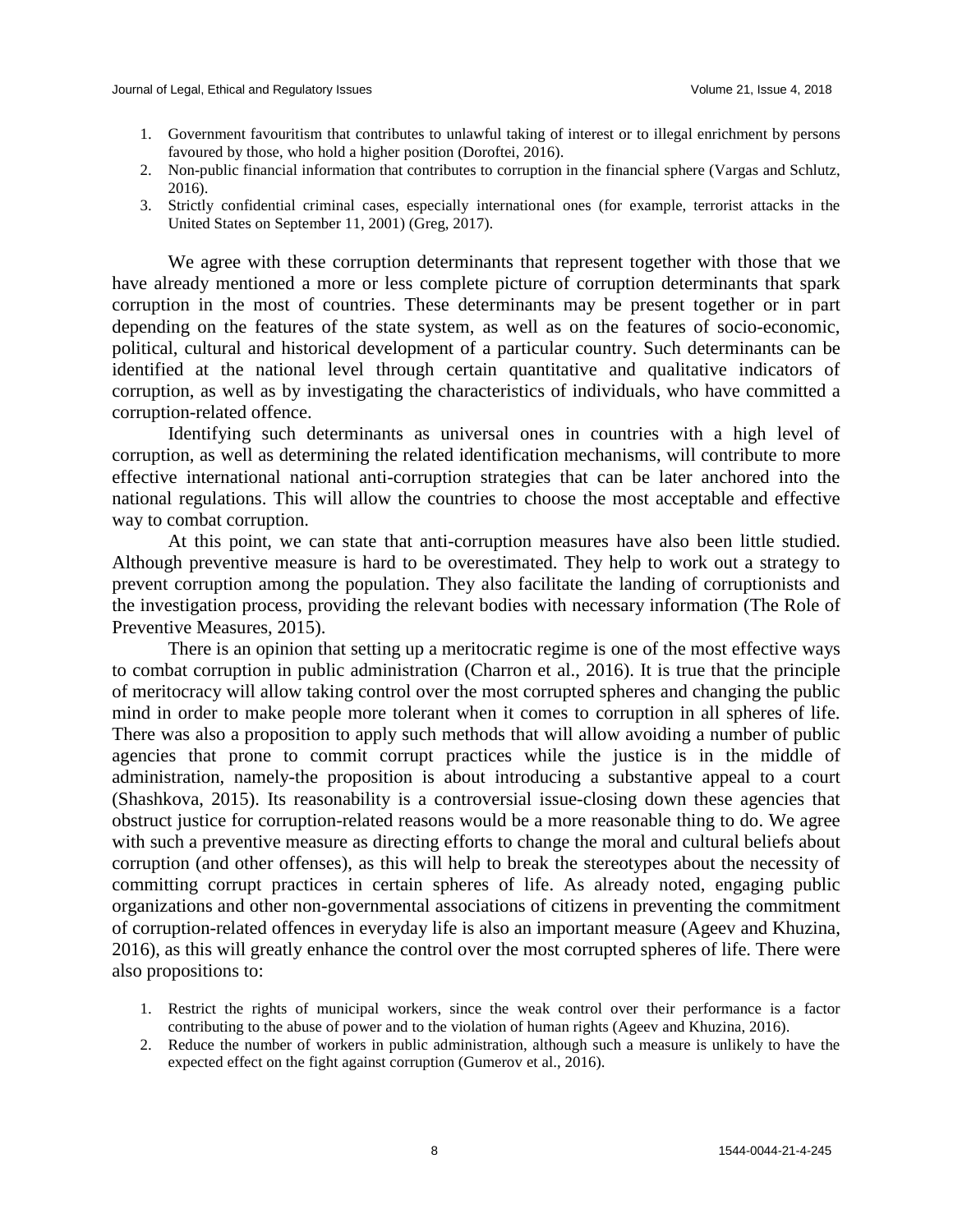1. Government favouritism that contributes to unlawful taking of interest or to illegal enrichment by persons favoured by those, who hold a higher position (Doroftei, 2016).
2. Non-public financial information that contributes to corruption in the financial sphere (Vargas and Schlutz, 2016).
3. Strictly confidential criminal cases, especially international ones (for example, terrorist attacks in the United States on September 11, 2001) (Greg, 2017).

We agree with these corruption determinants that represent together with those that we have already mentioned a more or less complete picture of corruption determinants that spark corruption in the most of countries. These determinants may be present together or in part depending on the features of the state system, as well as on the features of socio-economic, political, cultural and historical development of a particular country. Such determinants can be identified at the national level through certain quantitative and qualitative indicators of corruption, as well as by investigating the characteristics of individuals, who have committed a corruption-related offence.

Identifying such determinants as universal ones in countries with a high level of corruption, as well as determining the related identification mechanisms, will contribute to more effective international national anti-corruption strategies that can be later anchored into the national regulations. This will allow the countries to choose the most acceptable and effective way to combat corruption.

At this point, we can state that anti-corruption measures have also been little studied. Although preventive measure is hard to be overestimated. They help to work out a strategy to prevent corruption among the population. They also facilitate the landing of corruptionists and the investigation process, providing the relevant bodies with necessary information (The Role of Preventive Measures, 2015).

There is an opinion that setting up a meritocratic regime is one of the most effective ways to combat corruption in public administration (Charron et al., 2016). It is true that the principle of meritocracy will allow taking control over the most corrupted spheres and changing the public mind in order to make people more tolerant when it comes to corruption in all spheres of life. There was also a proposition to apply such methods that will allow avoiding a number of public agencies that prone to commit corrupt practices while the justice is in the middle of administration, namely-the proposition is about introducing a substantive appeal to a court (Shashkova, 2015). Its reasonability is a controversial issue-closing down these agencies that obstruct justice for corruption-related reasons would be a more reasonable thing to do. We agree with such a preventive measure as directing efforts to change the moral and cultural beliefs about corruption (and other offenses), as this will help to break the stereotypes about the necessity of committing corrupt practices in certain spheres of life. As already noted, engaging public organizations and other non-governmental associations of citizens in preventing the commitment of corruption-related offences in everyday life is also an important measure (Ageev and Khuzina, 2016), as this will greatly enhance the control over the most corrupted spheres of life. There were also propositions to:

1. Restrict the rights of municipal workers, since the weak control over their performance is a factor contributing to the abuse of power and to the violation of human rights (Ageev and Khuzina, 2016).
2. Reduce the number of workers in public administration, although such a measure is unlikely to have the expected effect on the fight against corruption (Gumerov et al., 2016).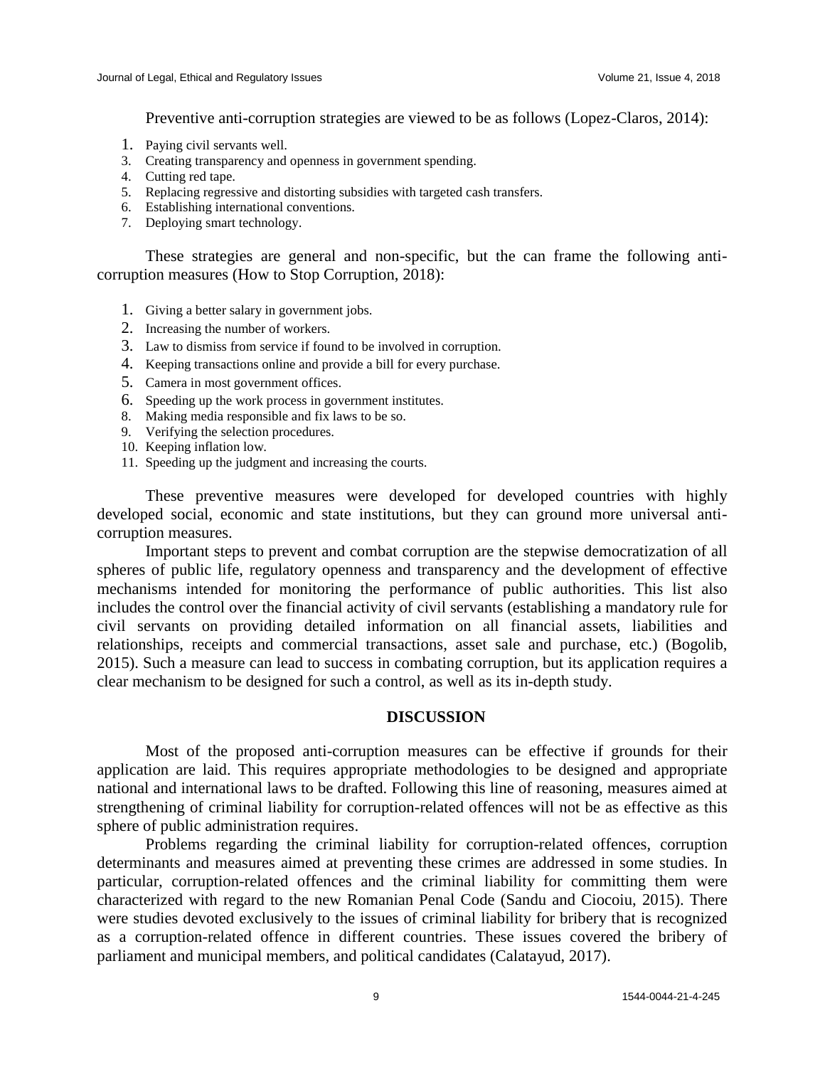Preventive anti-corruption strategies are viewed to be as follows (Lopez-Claros, 2014):

1. Paying civil servants well.
3. Creating transparency and openness in government spending.
4. Cutting red tape.
5. Replacing regressive and distorting subsidies with targeted cash transfers.
6. Establishing international conventions.
7. Deploying smart technology.

These strategies are general and non-specific, but the can frame the following anti-corruption measures (How to Stop Corruption, 2018):

1. Giving a better salary in government jobs.
2. Increasing the number of workers.
3. Law to dismiss from service if found to be involved in corruption.
4. Keeping transactions online and provide a bill for every purchase.
5. Camera in most government offices.
6. Speeding up the work process in government institutes.
8. Making media responsible and fix laws to be so.
9. Verifying the selection procedures.
10. Keeping inflation low.
11. Speeding up the judgment and increasing the courts.

These preventive measures were developed for developed countries with highly developed social, economic and state institutions, but they can ground more universal anti-corruption measures.

Important steps to prevent and combat corruption are the stepwise democratization of all spheres of public life, regulatory openness and transparency and the development of effective mechanisms intended for monitoring the performance of public authorities. This list also includes the control over the financial activity of civil servants (establishing a mandatory rule for civil servants on providing detailed information on all financial assets, liabilities and relationships, receipts and commercial transactions, asset sale and purchase, etc.) (Bogolib, 2015). Such a measure can lead to success in combating corruption, but its application requires a clear mechanism to be designed for such a control, as well as its in-depth study.

## DISCUSSION

Most of the proposed anti-corruption measures can be effective if grounds for their application are laid. This requires appropriate methodologies to be designed and appropriate national and international laws to be drafted. Following this line of reasoning, measures aimed at strengthening of criminal liability for corruption-related offences will not be as effective as this sphere of public administration requires.

Problems regarding the criminal liability for corruption-related offences, corruption determinants and measures aimed at preventing these crimes are addressed in some studies. In particular, corruption-related offences and the criminal liability for committing them were characterized with regard to the new Romanian Penal Code (Sandu and Ciocoiu, 2015). There were studies devoted exclusively to the issues of criminal liability for bribery that is recognized as a corruption-related offence in different countries. These issues covered the bribery of parliament and municipal members, and political candidates (Calatayud, 2017).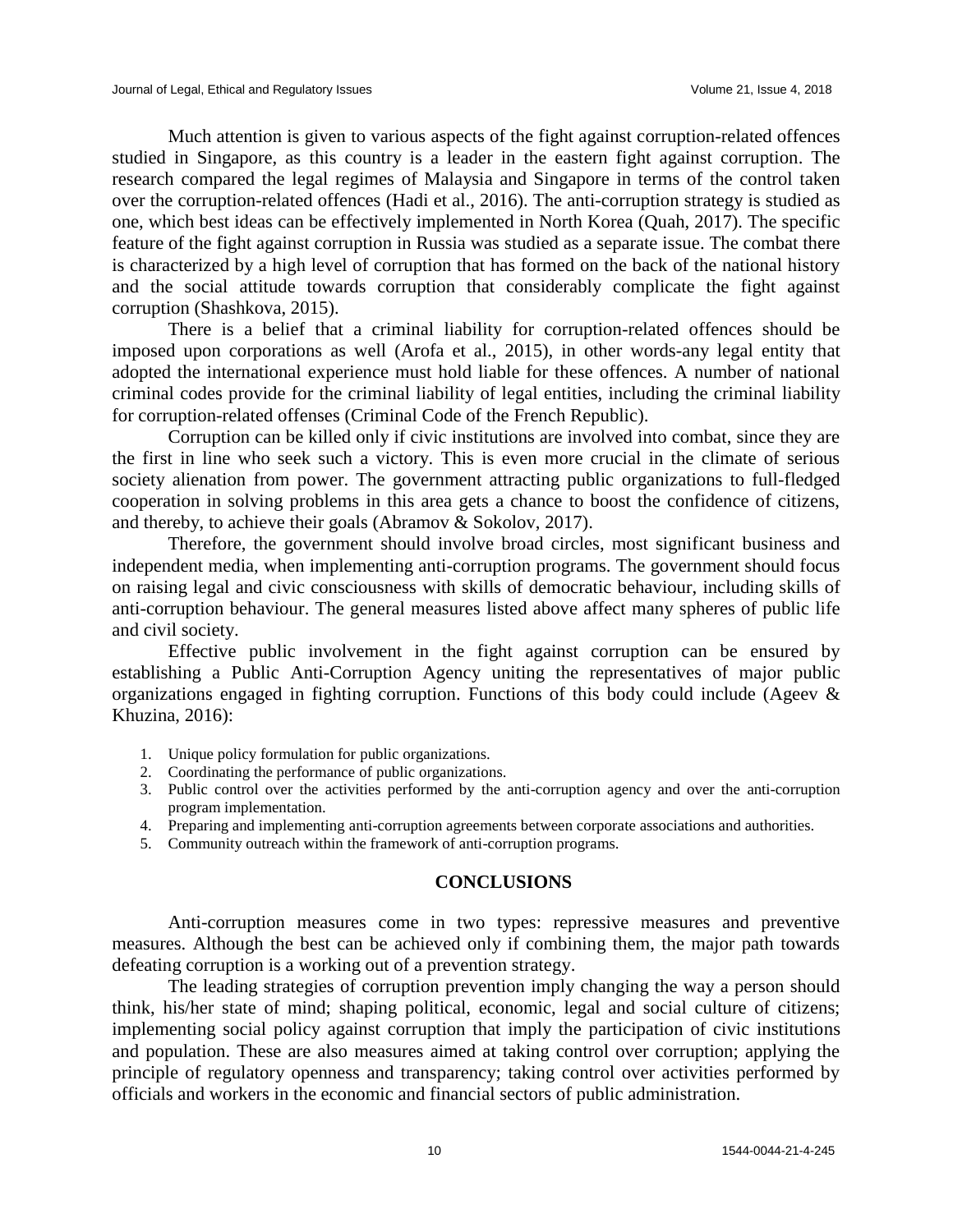Much attention is given to various aspects of the fight against corruption-related offences studied in Singapore, as this country is a leader in the eastern fight against corruption. The research compared the legal regimes of Malaysia and Singapore in terms of the control taken over the corruption-related offences (Hadi et al., 2016). The anti-corruption strategy is studied as one, which best ideas can be effectively implemented in North Korea (Quah, 2017). The specific feature of the fight against corruption in Russia was studied as a separate issue. The combat there is characterized by a high level of corruption that has formed on the back of the national history and the social attitude towards corruption that considerably complicate the fight against corruption (Shashkova, 2015).

There is a belief that a criminal liability for corruption-related offences should be imposed upon corporations as well (Arofa et al., 2015), in other words-any legal entity that adopted the international experience must hold liable for these offences. A number of national criminal codes provide for the criminal liability of legal entities, including the criminal liability for corruption-related offenses (Criminal Code of the French Republic).

Corruption can be killed only if civic institutions are involved into combat, since they are the first in line who seek such a victory. This is even more crucial in the climate of serious society alienation from power. The government attracting public organizations to full-fledged cooperation in solving problems in this area gets a chance to boost the confidence of citizens, and thereby, to achieve their goals (Abramov & Sokolov, 2017).

Therefore, the government should involve broad circles, most significant business and independent media, when implementing anti-corruption programs. The government should focus on raising legal and civic consciousness with skills of democratic behaviour, including skills of anti-corruption behaviour. The general measures listed above affect many spheres of public life and civil society.

Effective public involvement in the fight against corruption can be ensured by establishing a Public Anti-Corruption Agency uniting the representatives of major public organizations engaged in fighting corruption. Functions of this body could include (Ageev & Khuzina, 2016):

1. Unique policy formulation for public organizations.
2. Coordinating the performance of public organizations.
3. Public control over the activities performed by the anti-corruption agency and over the anti-corruption program implementation.
4. Preparing and implementing anti-corruption agreements between corporate associations and authorities.
5. Community outreach within the framework of anti-corruption programs.

## CONCLUSIONS

Anti-corruption measures come in two types: repressive measures and preventive measures. Although the best can be achieved only if combining them, the major path towards defeating corruption is a working out of a prevention strategy.

The leading strategies of corruption prevention imply changing the way a person should think, his/her state of mind; shaping political, economic, legal and social culture of citizens; implementing social policy against corruption that imply the participation of civic institutions and population. These are also measures aimed at taking control over corruption; applying the principle of regulatory openness and transparency; taking control over activities performed by officials and workers in the economic and financial sectors of public administration.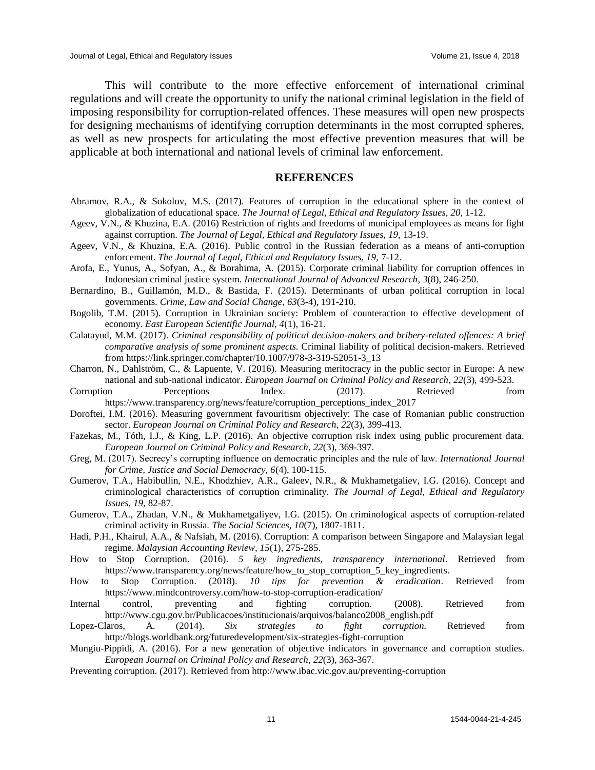This will contribute to the more effective enforcement of international criminal regulations and will create the opportunity to unify the national criminal legislation in the field of imposing responsibility for corruption-related offences. These measures will open new prospects for designing mechanisms of identifying corruption determinants in the most corrupted spheres, as well as new prospects for articulating the most effective prevention measures that will be applicable at both international and national levels of criminal law enforcement.

## REFERENCES

Abramov, R.A., & Sokolov, M.S. (2017). Features of corruption in the educational sphere in the context of globalization of educational space. *The Journal of Legal, Ethical and Regulatory Issues, 20,* 1-12.

Ageev, V.N., & Khuzina, E.A. (2016) Restriction of rights and freedoms of municipal employees as means for fight against corruption. *The Journal of Legal, Ethical and Regulatory Issues, 19,* 13-19.

Ageev, V.N., & Khuzina, E.A. (2016). Public control in the Russian federation as a means of anti-corruption enforcement. *The Journal of Legal, Ethical and Regulatory Issues, 19,* 7-12.

Arofa, E., Yunus, A., Sofyan, A., & Borahima, A. (2015). Corporate criminal liability for corruption offences in Indonesian criminal justice system. *International Journal of Advanced Research, 3*(8), 246-250.

Bernardino, B., Guillamón, M.D., & Bastida, F. (2015). Determinants of urban political corruption in local governments. *Crime, Law and Social Change, 63*(3-4), 191-210.

Bogolib, T.M. (2015). Corruption in Ukrainian society: Problem of counteraction to effective development of economy. *East European Scientific Journal, 4*(1), 16-21.

Calatayud, M.M. (2017). *Criminal responsibility of political decision-makers and bribery-related offences: A brief comparative analysis of some prominent aspects.* Criminal liability of political decision-makers. Retrieved from https://link.springer.com/chapter/10.1007/978-3-319-52051-3_13

Charron, N., Dahlström, C., & Lapuente, V. (2016). Measuring meritocracy in the public sector in Europe: A new national and sub-national indicator. *European Journal on Criminal Policy and Research, 22*(3), 499-523.

Corruption Perceptions Index. (2017). Retrieved from https://www.transparency.org/news/feature/corruption_perceptions_index_2017

Doroftei, I.M. (2016). Measuring government favouritism objectively: The case of Romanian public construction sector. *European Journal on Criminal Policy and Research, 22*(3), 399-413.

Fazekas, M., Tóth, I.J., & King, L.P. (2016). An objective corruption risk index using public procurement data. *European Journal on Criminal Policy and Research, 22*(3), 369-397.

Greg, M. (2017). Secrecy's corrupting influence on democratic principles and the rule of law. *International Journal for Crime, Justice and Social Democracy, 6*(4), 100-115.

Gumerov, T.A., Habibullin, N.E., Khodzhiev, A.R., Galeev, N.R., & Mukhametgaliev, I.G. (2016). Concept and criminological characteristics of corruption criminality. *The Journal of Legal, Ethical and Regulatory Issues, 19,* 82-87.

Gumerov, T.A., Zhadan, V.N., & Mukhametgaliyev, I.G. (2015). On criminological aspects of corruption-related criminal activity in Russia. *The Social Sciences, 10*(7), 1807-1811.

Hadi, P.H., Khairul, A.A., & Nafsiah, M. (2016). Corruption: A comparison between Singapore and Malaysian legal regime. *Malaysian Accounting Review, 15*(1), 275-285.

How to Stop Corruption. (2016). *5 key ingredients, transparency international*. Retrieved from https://www.transparency.org/news/feature/how_to_stop_corruption_5_key_ingredients.

How to Stop Corruption. (2018). *10 tips for prevention & eradication*. Retrieved from https://www.mindcontroversy.com/how-to-stop-corruption-eradication/

Internal control, preventing and fighting corruption. (2008). Retrieved from http://www.cgu.gov.br/Publicacoes/institucionais/arquivos/balanco2008_english.pdf

Lopez-Claros, A. (2014). *Six strategies to fight corruption.* Retrieved from http://blogs.worldbank.org/futuredevelopment/six-strategies-fight-corruption

Mungiu-Pippidi, A. (2016). For a new generation of objective indicators in governance and corruption studies. *European Journal on Criminal Policy and Research, 22*(3), 363-367.

Preventing corruption. (2017). Retrieved from http://www.ibac.vic.gov.au/preventing-corruption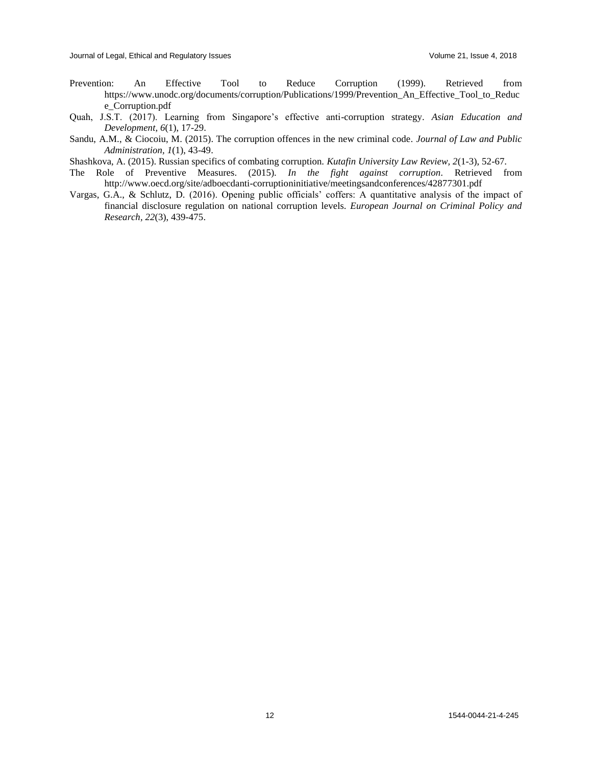Prevention: An Effective Tool to Reduce Corruption (1999). Retrieved from https://www.unodc.org/documents/corruption/Publications/1999/Prevention_An_Effective_Tool_to_Reduce_Corruption.pdf

Quah, J.S.T. (2017). Learning from Singapore's effective anti-corruption strategy. *Asian Education and Development, 6*(1), 17-29.

Sandu, A.M., & Ciocoiu, M. (2015). The corruption offences in the new criminal code. *Journal of Law and Public Administration, 1*(1), 43-49.

Shashkova, A. (2015). Russian specifics of combating corruption. *Kutafin University Law Review, 2*(1-3), 52-67.

The Role of Preventive Measures. (2015). *In the fight against corruption*. Retrieved from http://www.oecd.org/site/adboecdanti-corruptioninitiative/meetingsandconferences/42877301.pdf

Vargas, G.A., & Schlutz, D. (2016). Opening public officials' coffers: A quantitative analysis of the impact of financial disclosure regulation on national corruption levels. *European Journal on Criminal Policy and Research, 22*(3), 439-475.